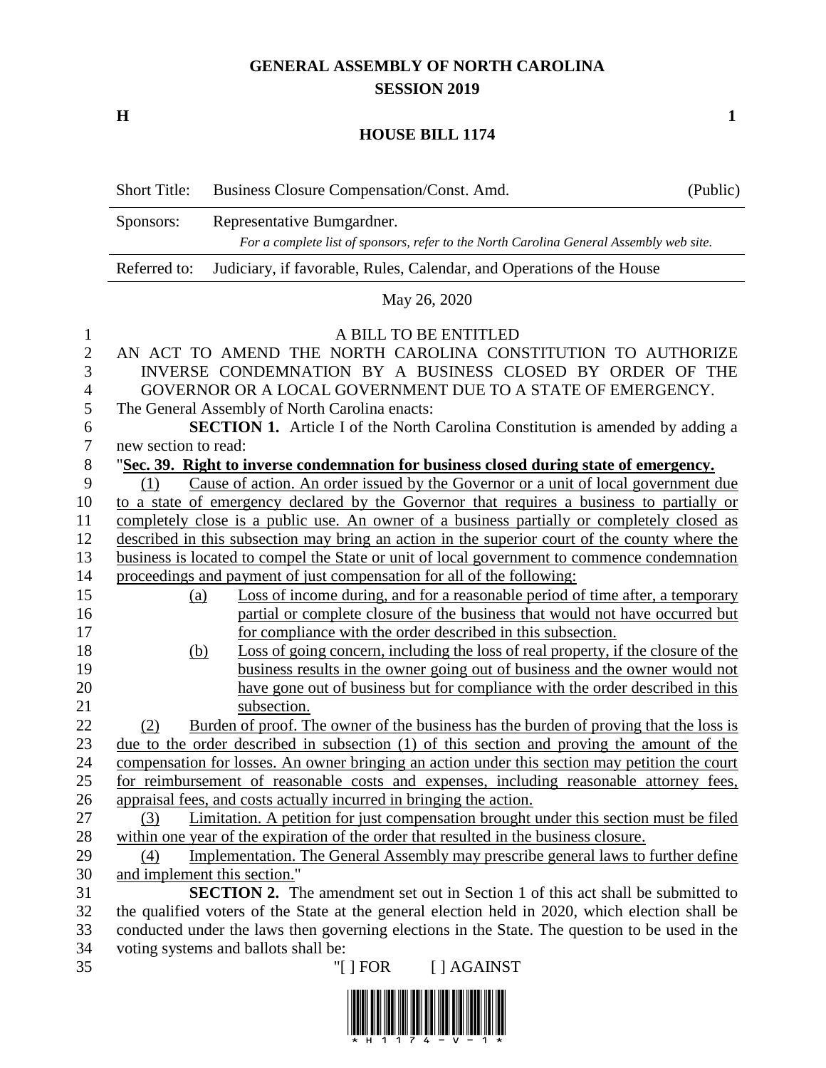# GENERAL ASSEMBLY OF NORTH CAROLINA
## SESSION 2019

**H** **1**

## HOUSE BILL 1174

| Short Title: | Business Closure Compensation/Const. Amd. | (Public) |
|---|---|---|
| Sponsors: | Representative Bumgardner. *For a complete list of sponsors, refer to the North Carolina General Assembly web site.* | |
| Referred to: | Judiciary, if favorable, Rules, Calendar, and Operations of the House | |

May 26, 2020

A BILL TO BE ENTITLED

AN ACT TO AMEND THE NORTH CAROLINA CONSTITUTION TO AUTHORIZE INVERSE CONDEMNATION BY A BUSINESS CLOSED BY ORDER OF THE GOVERNOR OR A LOCAL GOVERNMENT DUE TO A STATE OF EMERGENCY.

The General Assembly of North Carolina enacts:

**SECTION 1.** Article I of the North Carolina Constitution is amended by adding a new section to read:

"**Sec. 39. Right to inverse condemnation for business closed during state of emergency.**

(1) Cause of action. An order issued by the Governor or a unit of local government due to a state of emergency declared by the Governor that requires a business to partially or completely close is a public use. An owner of a business partially or completely closed as described in this subsection may bring an action in the superior court of the county where the business is located to compel the State or unit of local government to commence condemnation proceedings and payment of just compensation for all of the following:

(a) Loss of income during, and for a reasonable period of time after, a temporary partial or complete closure of the business that would not have occurred but for compliance with the order described in this subsection.

(b) Loss of going concern, including the loss of real property, if the closure of the business results in the owner going out of business and the owner would not have gone out of business but for compliance with the order described in this subsection.

(2) Burden of proof. The owner of the business has the burden of proving that the loss is due to the order described in subsection (1) of this section and proving the amount of the compensation for losses. An owner bringing an action under this section may petition the court for reimbursement of reasonable costs and expenses, including reasonable attorney fees, appraisal fees, and costs actually incurred in bringing the action.

(3) Limitation. A petition for just compensation brought under this section must be filed within one year of the expiration of the order that resulted in the business closure.

(4) Implementation. The General Assembly may prescribe general laws to further define and implement this section."

**SECTION 2.** The amendment set out in Section 1 of this act shall be submitted to the qualified voters of the State at the general election held in 2020, which election shall be conducted under the laws then governing elections in the State. The question to be used in the voting systems and ballots shall be:

"[ ] FOR [ ] AGAINST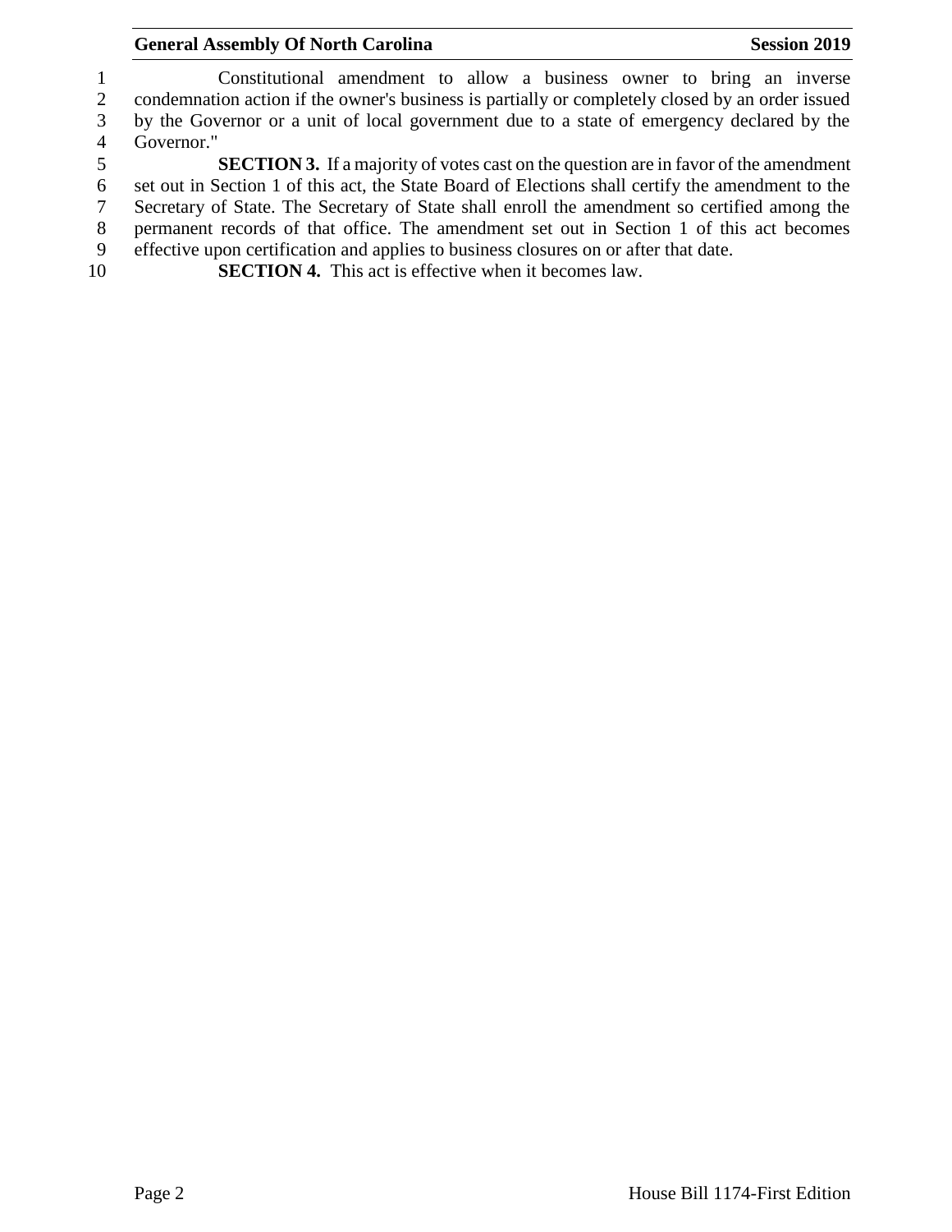"Constitutional amendment to allow a business owner to bring an inverse condemnation action if the owner's business is partially or completely closed by an order issued by the Governor or a unit of local government due to a state of emergency declared by the Governor."

**SECTION 3.** If a majority of votes cast on the question are in favor of the amendment set out in Section 1 of this act, the State Board of Elections shall certify the amendment to the Secretary of State. The Secretary of State shall enroll the amendment so certified among the permanent records of that office. The amendment set out in Section 1 of this act becomes effective upon certification and applies to business closures on or after that date.

**SECTION 4.** This act is effective when it becomes law.